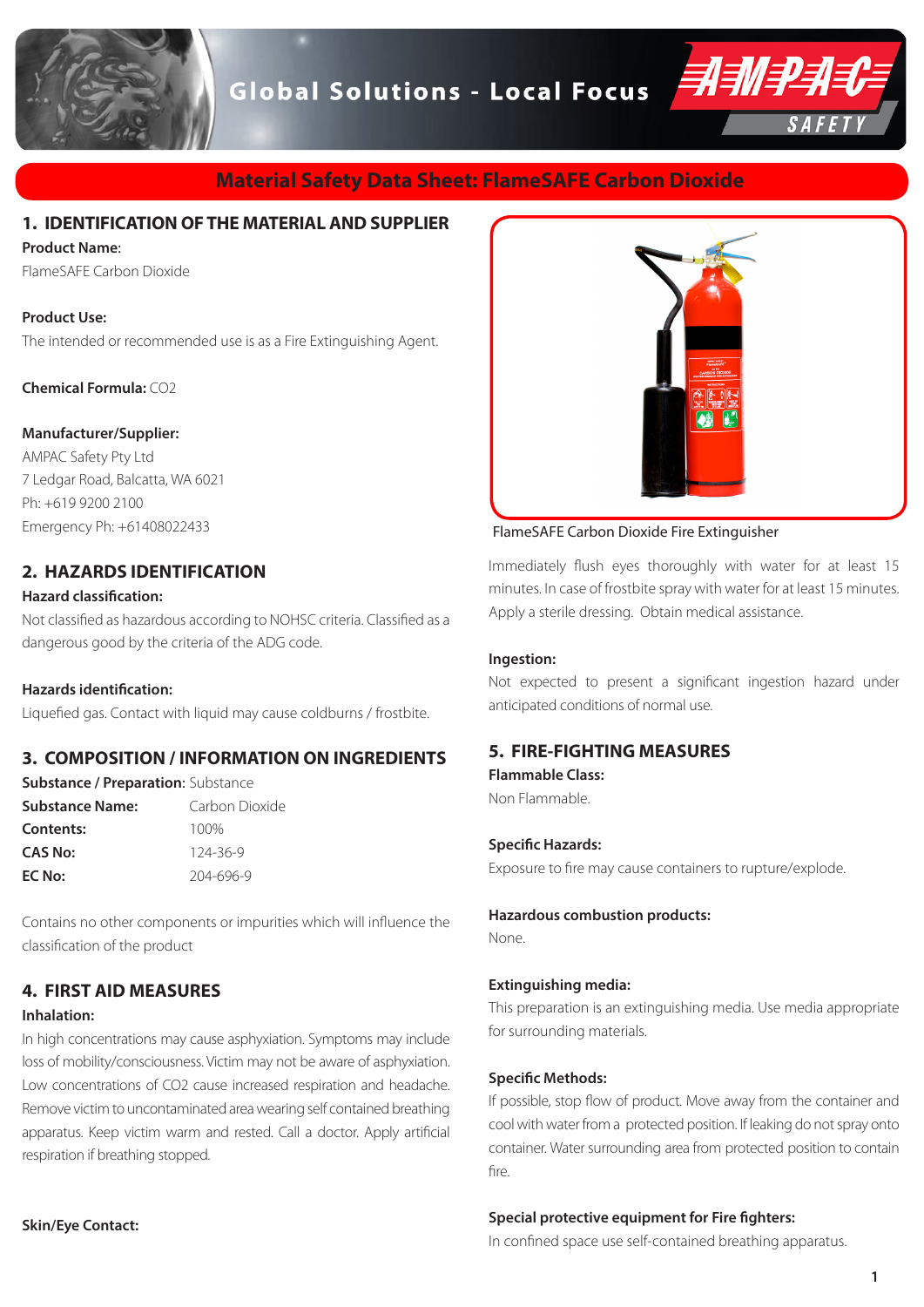Global Solutions - Local Focus

# Material Safety Data Sheet: FlameSAFE Carbon Dioxide

## 1. IDENTIFICATION OF THE MATERIAL AND SUPPLIER

**Product Name**:
FlameSAFE Carbon Dioxide

**Product Use:**
The intended or recommended use is as a Fire Extinguishing Agent.

**Chemical Formula:** $CO_2$

**Manufacturer/Supplier:**
AMPAC Safety Pty Ltd
7 Ledgar Road, Balcatta, WA 6021
Ph: +619 9200 2100
Emergency Ph: +61408022433

## 2. HAZARDS IDENTIFICATION

**Hazard classification:**
Not classified as hazardous according to NOHSC criteria. Classified as a dangerous good by the criteria of the ADG code.

**Hazards identification:**
Liquefied gas. Contact with liquid may cause coldburns / frostbite.

## 3. COMPOSITION / INFORMATION ON INGREDIENTS

**Substance / Preparation:** Substance

| | |
|---|---|
| **Substance Name:** | Carbon Dioxide |
| **Contents:** | 100% |
| **CAS No:** | 124-36-9 |
| **EC No:** | 204-696-9 |

Contains no other components or impurities which will influence the classification of the product

## 4. FIRST AID MEASURES

**Inhalation:**
In high concentrations may cause asphyxiation. Symptoms may include loss of mobility/consciousness. Victim may not be aware of asphyxiation. Low concentrations of $CO_2$ cause increased respiration and headache. Remove victim to uncontaminated area wearing self contained breathing apparatus. Keep victim warm and rested. Call a doctor. Apply artificial respiration if breathing stopped.

**Skin/Eye Contact:**
Immediately flush eyes thoroughly with water for at least 15 minutes. In case of frostbite spray with water for at least 15 minutes. Apply a sterile dressing. Obtain medical assistance.

FlameSAFE Carbon Dioxide Fire Extinguisher

**Ingestion:**
Not expected to present a significant ingestion hazard under anticipated conditions of normal use.

## 5. FIRE-FIGHTING MEASURES

**Flammable Class:**
Non Flammable.

**Specific Hazards:**
Exposure to fire may cause containers to rupture/explode.

**Hazardous combustion products:**
None.

**Extinguishing media:**
This preparation is an extinguishing media. Use media appropriate for surrounding materials.

**Specific Methods:**
If possible, stop flow of product. Move away from the container and cool with water from a protected position. If leaking do not spray onto container. Water surrounding area from protected position to contain fire.

**Special protective equipment for Fire fighters:**
In confined space use self-contained breathing apparatus.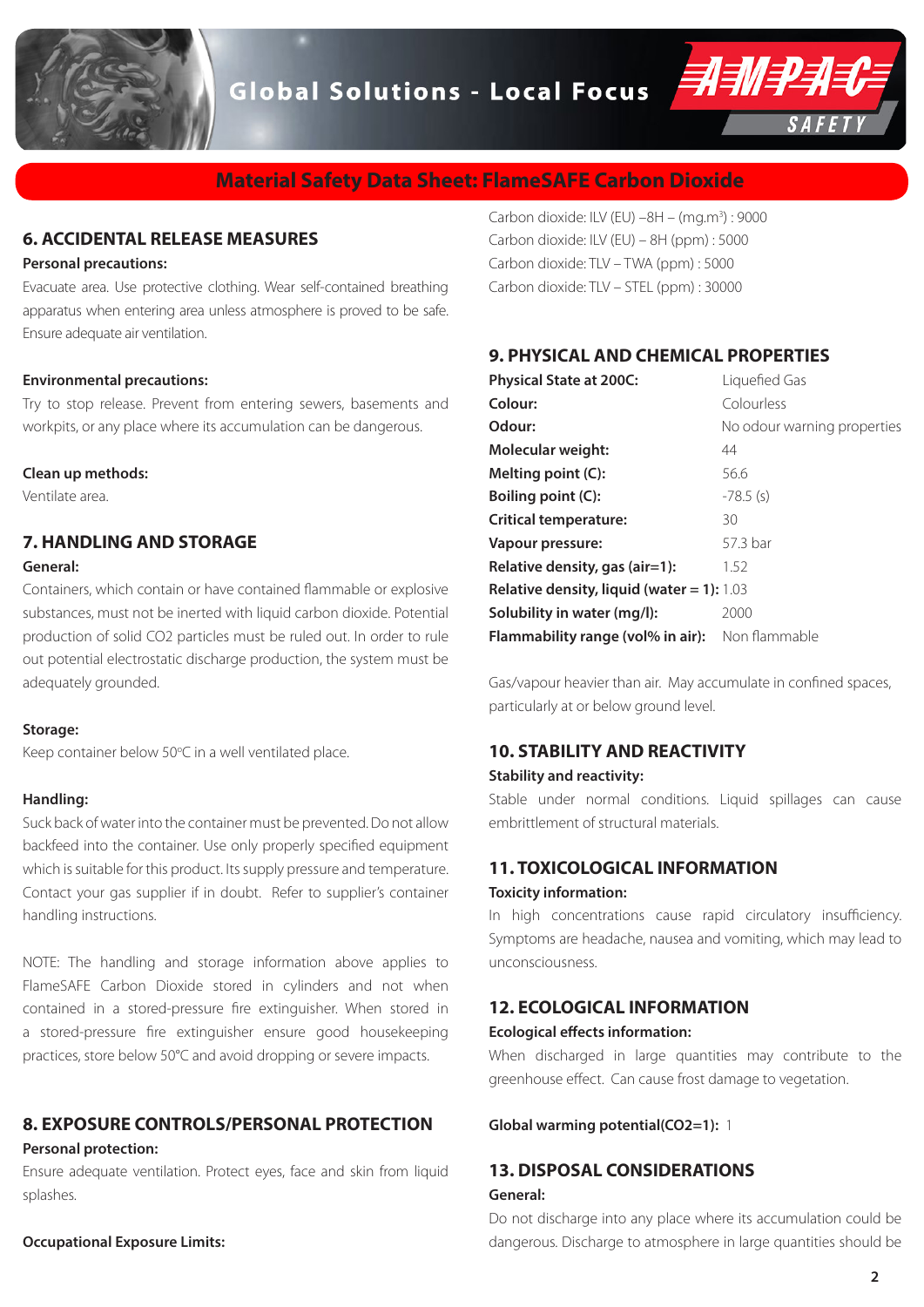## Material Safety Data Sheet: FlameSAFE Carbon Dioxide

## 6. ACCIDENTAL RELEASE MEASURES

**Personal precautions:**

Evacuate area. Use protective clothing. Wear self-contained breathing apparatus when entering area unless atmosphere is proved to be safe. Ensure adequate air ventilation.

**Environmental precautions:**

Try to stop release. Prevent from entering sewers, basements and workpits, or any place where its accumulation can be dangerous.

**Clean up methods:**

Ventilate area.

## 7. HANDLING AND STORAGE

**General:**

Containers, which contain or have contained flammable or explosive substances, must not be inerted with liquid carbon dioxide. Potential production of solid CO2 particles must be ruled out. In order to rule out potential electrostatic discharge production, the system must be adequately grounded.

**Storage:**

Keep container below 50°C in a well ventilated place.

**Handling:**

Suck back of water into the container must be prevented. Do not allow backfeed into the container. Use only properly specified equipment which is suitable for this product. Its supply pressure and temperature. Contact your gas supplier if in doubt. Refer to supplier's container handling instructions.

NOTE: The handling and storage information above applies to FlameSAFE Carbon Dioxide stored in cylinders and not when contained in a stored-pressure fire extinguisher. When stored in a stored-pressure fire extinguisher ensure good housekeeping practices, store below 50°C and avoid dropping or severe impacts.

## 8. EXPOSURE CONTROLS/PERSONAL PROTECTION

**Personal protection:**

Ensure adequate ventilation. Protect eyes, face and skin from liquid splashes.

**Occupational Exposure Limits:**

Carbon dioxide: ILV (EU) –8H – (mg.m$^3$) : 9000
Carbon dioxide: ILV (EU) – 8H (ppm) : 5000
Carbon dioxide: TLV – TWA (ppm) : 5000
Carbon dioxide: TLV – STEL (ppm) : 30000

## 9. PHYSICAL AND CHEMICAL PROPERTIES

| | |
|---|---|
| **Physical State at 200C:** | Liquefied Gas |
| **Colour:** | Colourless |
| **Odour:** | No odour warning properties |
| **Molecular weight:** | 44 |
| **Melting point (C):** | 56.6 |
| **Boiling point (C):** | -78.5 (s) |
| **Critical temperature:** | 30 |
| **Vapour pressure:** | 57.3 bar |
| **Relative density, gas (air=1):** | 1.52 |
| **Relative density, liquid (water = 1):** | 1.03 |
| **Solubility in water (mg/l):** | 2000 |
| **Flammability range (vol% in air):** | Non flammable |

Gas/vapour heavier than air. May accumulate in confined spaces, particularly at or below ground level.

## 10. STABILITY AND REACTIVITY

**Stability and reactivity:**

Stable under normal conditions. Liquid spillages can cause embrittlement of structural materials.

## 11. TOXICOLOGICAL INFORMATION

**Toxicity information:**

In high concentrations cause rapid circulatory insufficiency. Symptoms are headache, nausea and vomiting, which may lead to unconsciousness.

## 12. ECOLOGICAL INFORMATION

**Ecological effects information:**

When discharged in large quantities may contribute to the greenhouse effect. Can cause frost damage to vegetation.

**Global warming potential(CO2=1):** 1

## 13. DISPOSAL CONSIDERATIONS

**General:**

Do not discharge into any place where its accumulation could be dangerous. Discharge to atmosphere in large quantities should be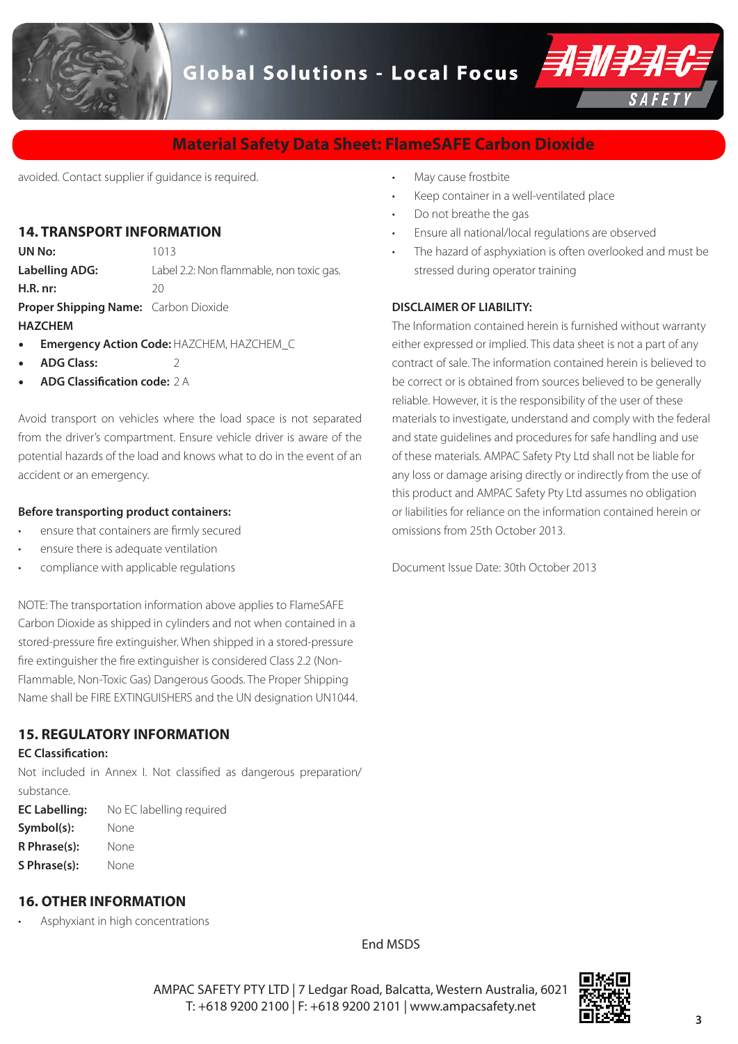avoided. Contact supplier if guidance is required.

## 14. TRANSPORT INFORMATION

**UN No:** 1013

**Labelling ADG:** Label 2.2: Non flammable, non toxic gas.

**H.R. nr:** 20

**Proper Shipping Name:** Carbon Dioxide

**HAZCHEM**

- **Emergency Action Code:** HAZCHEM, HAZCHEM_C
- **ADG Class:** 2
- **ADG Classification code:** 2 A

Avoid transport on vehicles where the load space is not separated from the driver's compartment. Ensure vehicle driver is aware of the potential hazards of the load and knows what to do in the event of an accident or an emergency.

**Before transporting product containers:**

- ensure that containers are firmly secured
- ensure there is adequate ventilation
- compliance with applicable regulations

NOTE: The transportation information above applies to FlameSAFE Carbon Dioxide as shipped in cylinders and not when contained in a stored-pressure fire extinguisher. When shipped in a stored-pressure fire extinguisher the fire extinguisher is considered Class 2.2 (Non-Flammable, Non-Toxic Gas) Dangerous Goods. The Proper Shipping Name shall be FIRE EXTINGUISHERS and the UN designation UN1044.

## 15. REGULATORY INFORMATION

**EC Classification:**

Not included in Annex I. Not classified as dangerous preparation/substance.

**EC Labelling:** No EC labelling required

**Symbol(s):** None

**R Phrase(s):** None

**S Phrase(s):** None

## 16. OTHER INFORMATION

- Asphyxiant in high concentrations
- May cause frostbite
- Keep container in a well-ventilated place
- Do not breathe the gas
- Ensure all national/local regulations are observed
- The hazard of asphyxiation is often overlooked and must be stressed during operator training

**DISCLAIMER OF LIABILITY:**

The Information contained herein is furnished without warranty either expressed or implied. This data sheet is not a part of any contract of sale. The information contained herein is believed to be correct or is obtained from sources believed to be generally reliable. However, it is the responsibility of the user of these materials to investigate, understand and comply with the federal and state guidelines and procedures for safe handling and use of these materials. AMPAC Safety Pty Ltd shall not be liable for any loss or damage arising directly or indirectly from the use of this product and AMPAC Safety Pty Ltd assumes no obligation or liabilities for reliance on the information contained herein or omissions from 25th October 2013.

Document Issue Date: 30th October 2013

End MSDS